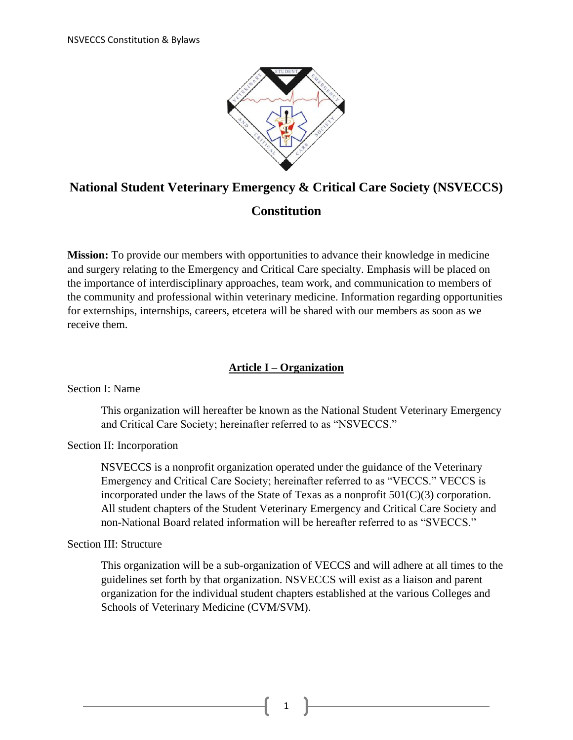# National Student Veterinary Emergency & Critical Care Society (NSVECCS)

# Constitution

**Mission:** To provide our members with opportunities to advance their knowledge in medicine and surgery relating to the Emergency and Critical Care specialty. Emphasis will be placed on the importance of interdisciplinary approaches, team work, and communication to members of the community and professional within veterinary medicine. Information regarding opportunities for externships, internships, careers, etcetera will be shared with our members as soon as we receive them.

## Article I – Organization

Section I: Name

This organization will hereafter be known as the National Student Veterinary Emergency and Critical Care Society; hereinafter referred to as "NSVECCS."

Section II: Incorporation

NSVECCS is a nonprofit organization operated under the guidance of the Veterinary Emergency and Critical Care Society; hereinafter referred to as "VECCS." VECCS is incorporated under the laws of the State of Texas as a nonprofit 501(C)(3) corporation. All student chapters of the Student Veterinary Emergency and Critical Care Society and non-National Board related information will be hereafter referred to as "SVECCS."

Section III: Structure

This organization will be a sub-organization of VECCS and will adhere at all times to the guidelines set forth by that organization. NSVECCS will exist as a liaison and parent organization for the individual student chapters established at the various Colleges and Schools of Veterinary Medicine (CVM/SVM).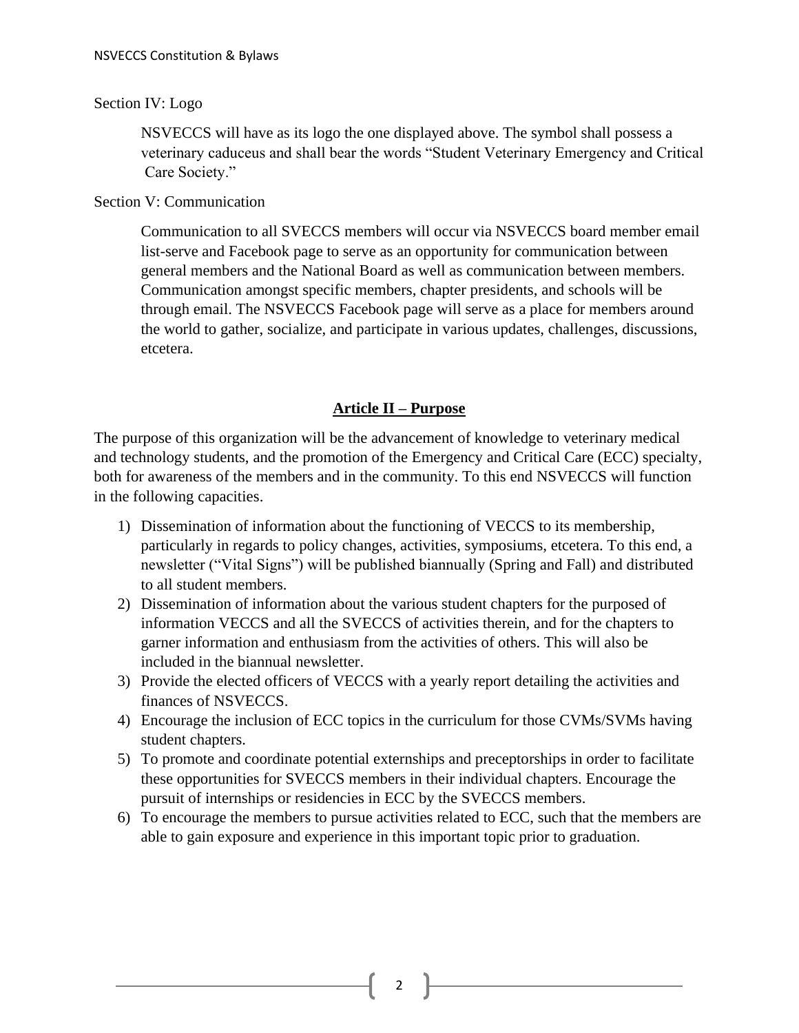Section IV: Logo

NSVECCS will have as its logo the one displayed above. The symbol shall possess a veterinary caduceus and shall bear the words "Student Veterinary Emergency and Critical Care Society."

Section V: Communication

Communication to all SVECCS members will occur via NSVECCS board member email list-serve and Facebook page to serve as an opportunity for communication between general members and the National Board as well as communication between members. Communication amongst specific members, chapter presidents, and schools will be through email. The NSVECCS Facebook page will serve as a place for members around the world to gather, socialize, and participate in various updates, challenges, discussions, etcetera.

## Article II – Purpose

The purpose of this organization will be the advancement of knowledge to veterinary medical and technology students, and the promotion of the Emergency and Critical Care (ECC) specialty, both for awareness of the members and in the community. To this end NSVECCS will function in the following capacities.

1) Dissemination of information about the functioning of VECCS to its membership, particularly in regards to policy changes, activities, symposiums, etcetera. To this end, a newsletter ("Vital Signs") will be published biannually (Spring and Fall) and distributed to all student members.
2) Dissemination of information about the various student chapters for the purposed of information VECCS and all the SVECCS of activities therein, and for the chapters to garner information and enthusiasm from the activities of others. This will also be included in the biannual newsletter.
3) Provide the elected officers of VECCS with a yearly report detailing the activities and finances of NSVECCS.
4) Encourage the inclusion of ECC topics in the curriculum for those CVMs/SVMs having student chapters.
5) To promote and coordinate potential externships and preceptorships in order to facilitate these opportunities for SVECCS members in their individual chapters. Encourage the pursuit of internships or residencies in ECC by the SVECCS members.
6) To encourage the members to pursue activities related to ECC, such that the members are able to gain exposure and experience in this important topic prior to graduation.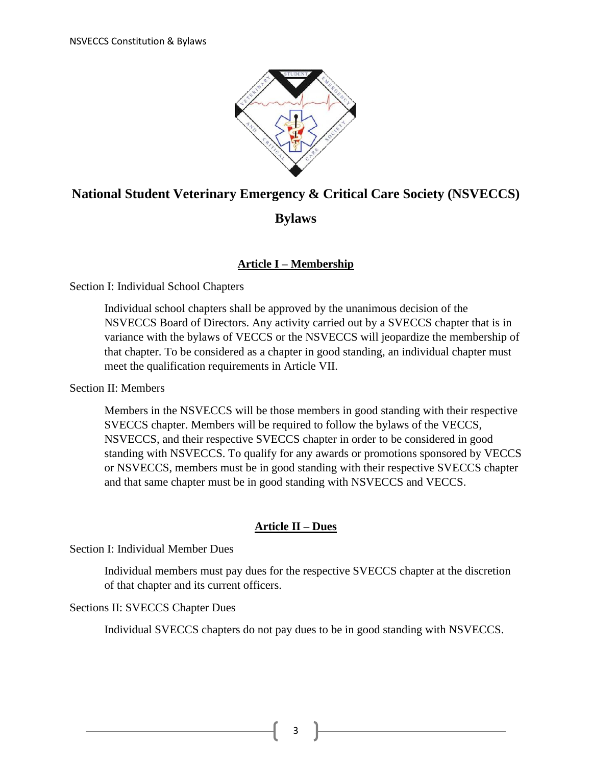# National Student Veterinary Emergency & Critical Care Society (NSVECCS)

# Bylaws

## Article I – Membership

Section I: Individual School Chapters

Individual school chapters shall be approved by the unanimous decision of the NSVECCS Board of Directors. Any activity carried out by a SVECCS chapter that is in variance with the bylaws of VECCS or the NSVECCS will jeopardize the membership of that chapter. To be considered as a chapter in good standing, an individual chapter must meet the qualification requirements in Article VII.

Section II: Members

Members in the NSVECCS will be those members in good standing with their respective SVECCS chapter. Members will be required to follow the bylaws of the VECCS, NSVECCS, and their respective SVECCS chapter in order to be considered in good standing with NSVECCS. To qualify for any awards or promotions sponsored by VECCS or NSVECCS, members must be in good standing with their respective SVECCS chapter and that same chapter must be in good standing with NSVECCS and VECCS.

## Article II – Dues

Section I: Individual Member Dues

Individual members must pay dues for the respective SVECCS chapter at the discretion of that chapter and its current officers.

Sections II: SVECCS Chapter Dues

Individual SVECCS chapters do not pay dues to be in good standing with NSVECCS.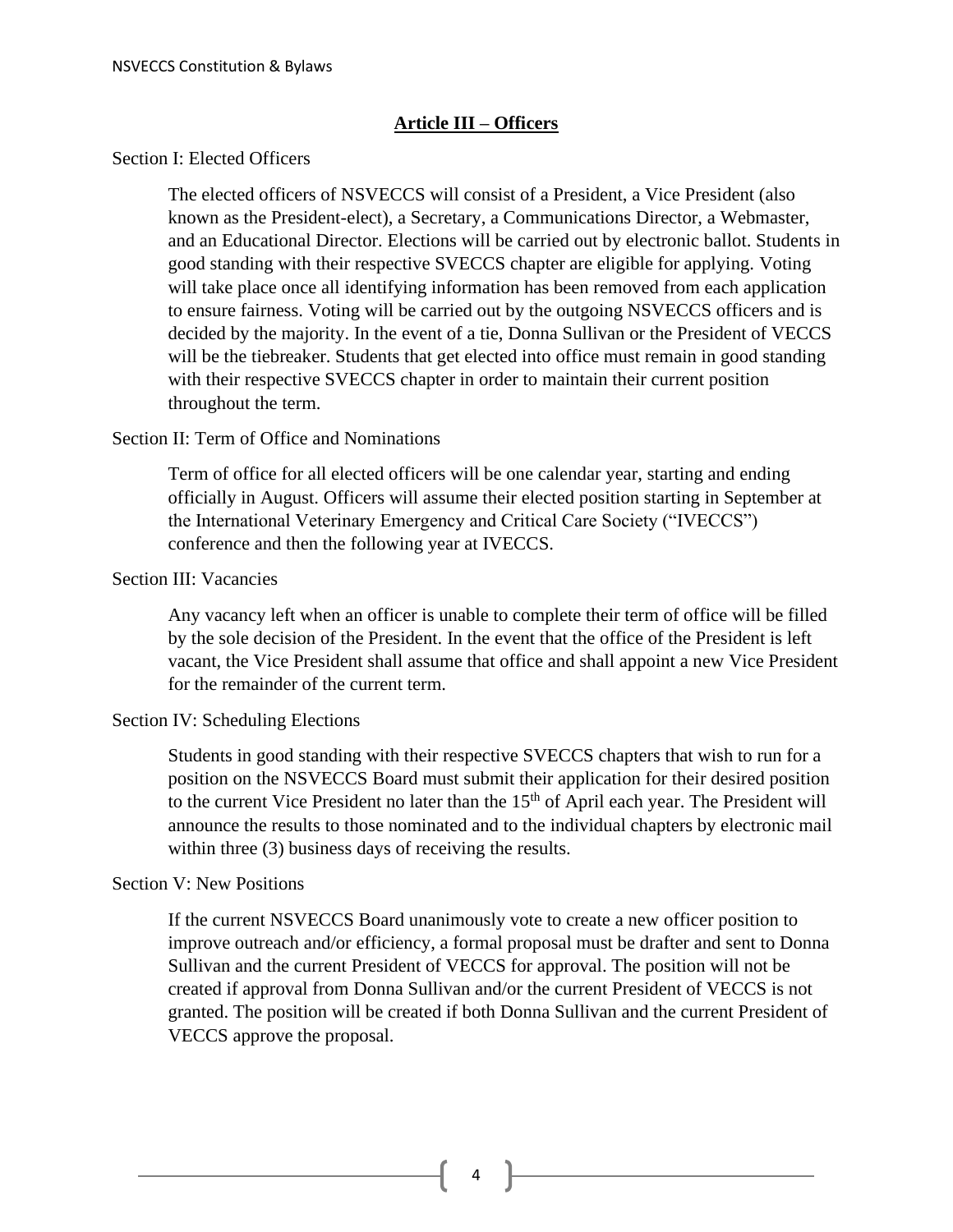## Article III – Officers

Section I: Elected Officers

The elected officers of NSVECCS will consist of a President, a Vice President (also known as the President-elect), a Secretary, a Communications Director, a Webmaster, and an Educational Director. Elections will be carried out by electronic ballot. Students in good standing with their respective SVECCS chapter are eligible for applying. Voting will take place once all identifying information has been removed from each application to ensure fairness. Voting will be carried out by the outgoing NSVECCS officers and is decided by the majority. In the event of a tie, Donna Sullivan or the President of VECCS will be the tiebreaker. Students that get elected into office must remain in good standing with their respective SVECCS chapter in order to maintain their current position throughout the term.

Section II: Term of Office and Nominations

Term of office for all elected officers will be one calendar year, starting and ending officially in August. Officers will assume their elected position starting in September at the International Veterinary Emergency and Critical Care Society ("IVECCS") conference and then the following year at IVECCS.

Section III: Vacancies

Any vacancy left when an officer is unable to complete their term of office will be filled by the sole decision of the President. In the event that the office of the President is left vacant, the Vice President shall assume that office and shall appoint a new Vice President for the remainder of the current term.

Section IV: Scheduling Elections

Students in good standing with their respective SVECCS chapters that wish to run for a position on the NSVECCS Board must submit their application for their desired position to the current Vice President no later than the 15th of April each year. The President will announce the results to those nominated and to the individual chapters by electronic mail within three (3) business days of receiving the results.

Section V: New Positions

If the current NSVECCS Board unanimously vote to create a new officer position to improve outreach and/or efficiency, a formal proposal must be drafter and sent to Donna Sullivan and the current President of VECCS for approval. The position will not be created if approval from Donna Sullivan and/or the current President of VECCS is not granted. The position will be created if both Donna Sullivan and the current President of VECCS approve the proposal.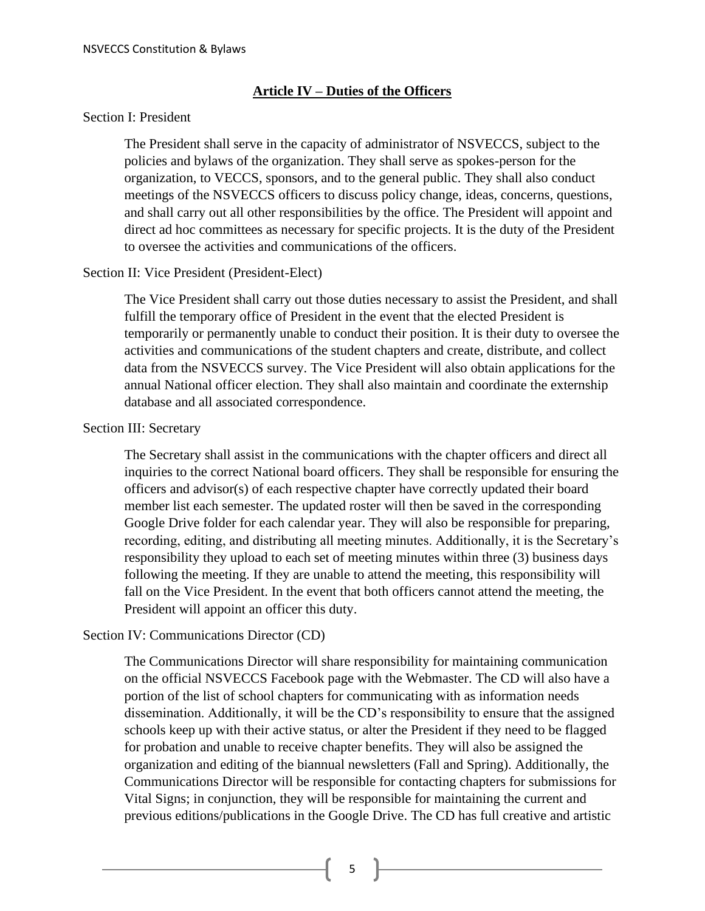## Article IV – Duties of the Officers

Section I: President

The President shall serve in the capacity of administrator of NSVECCS, subject to the policies and bylaws of the organization. They shall serve as spokes-person for the organization, to VECCS, sponsors, and to the general public. They shall also conduct meetings of the NSVECCS officers to discuss policy change, ideas, concerns, questions, and shall carry out all other responsibilities by the office. The President will appoint and direct ad hoc committees as necessary for specific projects. It is the duty of the President to oversee the activities and communications of the officers.

Section II: Vice President (President-Elect)

The Vice President shall carry out those duties necessary to assist the President, and shall fulfill the temporary office of President in the event that the elected President is temporarily or permanently unable to conduct their position. It is their duty to oversee the activities and communications of the student chapters and create, distribute, and collect data from the NSVECCS survey. The Vice President will also obtain applications for the annual National officer election. They shall also maintain and coordinate the externship database and all associated correspondence.

Section III: Secretary

The Secretary shall assist in the communications with the chapter officers and direct all inquiries to the correct National board officers. They shall be responsible for ensuring the officers and advisor(s) of each respective chapter have correctly updated their board member list each semester. The updated roster will then be saved in the corresponding Google Drive folder for each calendar year. They will also be responsible for preparing, recording, editing, and distributing all meeting minutes. Additionally, it is the Secretary's responsibility they upload to each set of meeting minutes within three (3) business days following the meeting. If they are unable to attend the meeting, this responsibility will fall on the Vice President. In the event that both officers cannot attend the meeting, the President will appoint an officer this duty.

Section IV: Communications Director (CD)

The Communications Director will share responsibility for maintaining communication on the official NSVECCS Facebook page with the Webmaster. The CD will also have a portion of the list of school chapters for communicating with as information needs dissemination. Additionally, it will be the CD's responsibility to ensure that the assigned schools keep up with their active status, or alter the President if they need to be flagged for probation and unable to receive chapter benefits. They will also be assigned the organization and editing of the biannual newsletters (Fall and Spring). Additionally, the Communications Director will be responsible for contacting chapters for submissions for Vital Signs; in conjunction, they will be responsible for maintaining the current and previous editions/publications in the Google Drive. The CD has full creative and artistic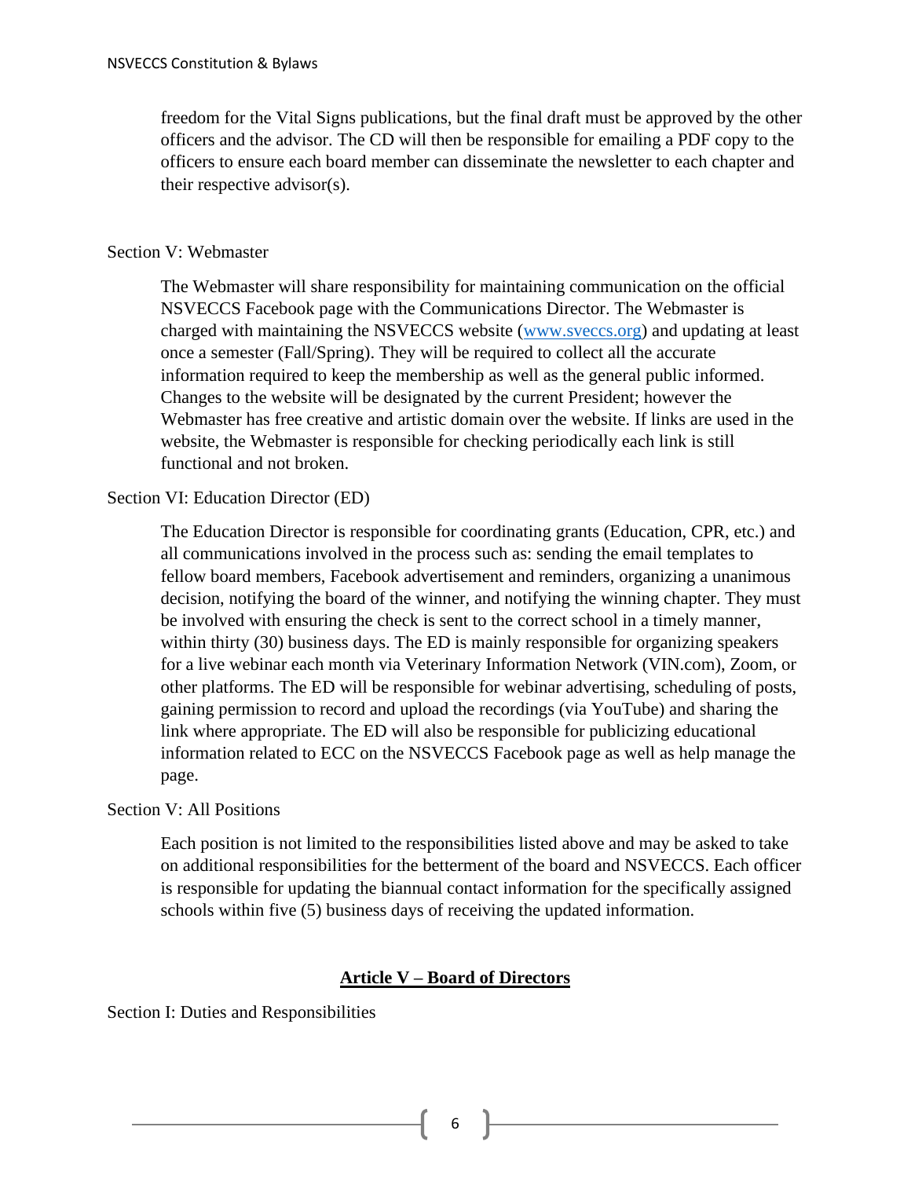freedom for the Vital Signs publications, but the final draft must be approved by the other officers and the advisor. The CD will then be responsible for emailing a PDF copy to the officers to ensure each board member can disseminate the newsletter to each chapter and their respective advisor(s).

Section V: Webmaster

The Webmaster will share responsibility for maintaining communication on the official NSVECCS Facebook page with the Communications Director. The Webmaster is charged with maintaining the NSVECCS website ([www.sveccs.org](http://www.sveccs.org)) and updating at least once a semester (Fall/Spring). They will be required to collect all the accurate information required to keep the membership as well as the general public informed. Changes to the website will be designated by the current President; however the Webmaster has free creative and artistic domain over the website. If links are used in the website, the Webmaster is responsible for checking periodically each link is still functional and not broken.

Section VI: Education Director (ED)

The Education Director is responsible for coordinating grants (Education, CPR, etc.) and all communications involved in the process such as: sending the email templates to fellow board members, Facebook advertisement and reminders, organizing a unanimous decision, notifying the board of the winner, and notifying the winning chapter. They must be involved with ensuring the check is sent to the correct school in a timely manner, within thirty (30) business days. The ED is mainly responsible for organizing speakers for a live webinar each month via Veterinary Information Network (VIN.com), Zoom, or other platforms. The ED will be responsible for webinar advertising, scheduling of posts, gaining permission to record and upload the recordings (via YouTube) and sharing the link where appropriate. The ED will also be responsible for publicizing educational information related to ECC on the NSVECCS Facebook page as well as help manage the page.

Section V: All Positions

Each position is not limited to the responsibilities listed above and may be asked to take on additional responsibilities for the betterment of the board and NSVECCS. Each officer is responsible for updating the biannual contact information for the specifically assigned schools within five (5) business days of receiving the updated information.

## **Article V – Board of Directors**

Section I: Duties and Responsibilities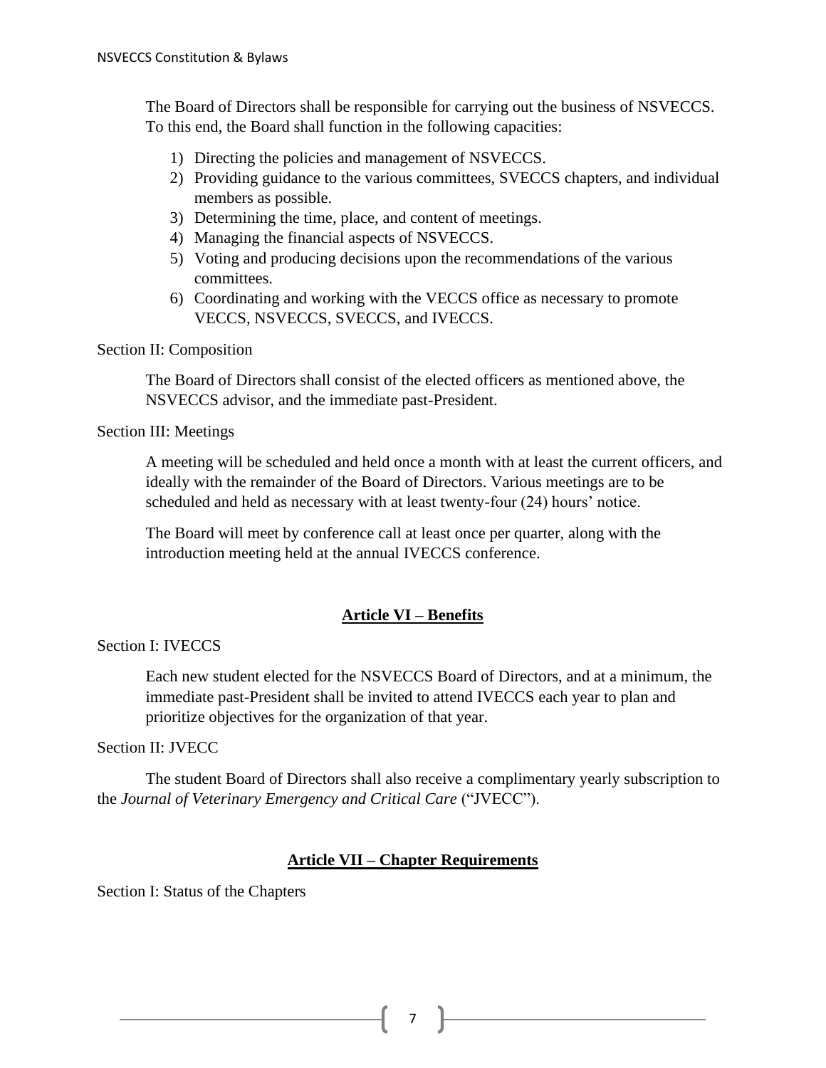The Board of Directors shall be responsible for carrying out the business of NSVECCS. To this end, the Board shall function in the following capacities:

1) Directing the policies and management of NSVECCS.
2) Providing guidance to the various committees, SVECCS chapters, and individual members as possible.
3) Determining the time, place, and content of meetings.
4) Managing the financial aspects of NSVECCS.
5) Voting and producing decisions upon the recommendations of the various committees.
6) Coordinating and working with the VECCS office as necessary to promote VECCS, NSVECCS, SVECCS, and IVECCS.

Section II: Composition

The Board of Directors shall consist of the elected officers as mentioned above, the NSVECCS advisor, and the immediate past-President.

Section III: Meetings

A meeting will be scheduled and held once a month with at least the current officers, and ideally with the remainder of the Board of Directors. Various meetings are to be scheduled and held as necessary with at least twenty-four (24) hours' notice.

The Board will meet by conference call at least once per quarter, along with the introduction meeting held at the annual IVECCS conference.

## Article VI – Benefits

Section I: IVECCS

Each new student elected for the NSVECCS Board of Directors, and at a minimum, the immediate past-President shall be invited to attend IVECCS each year to plan and prioritize objectives for the organization of that year.

Section II: JVECC

The student Board of Directors shall also receive a complimentary yearly subscription to the *Journal of Veterinary Emergency and Critical Care* ("JVECC").

## Article VII – Chapter Requirements

Section I: Status of the Chapters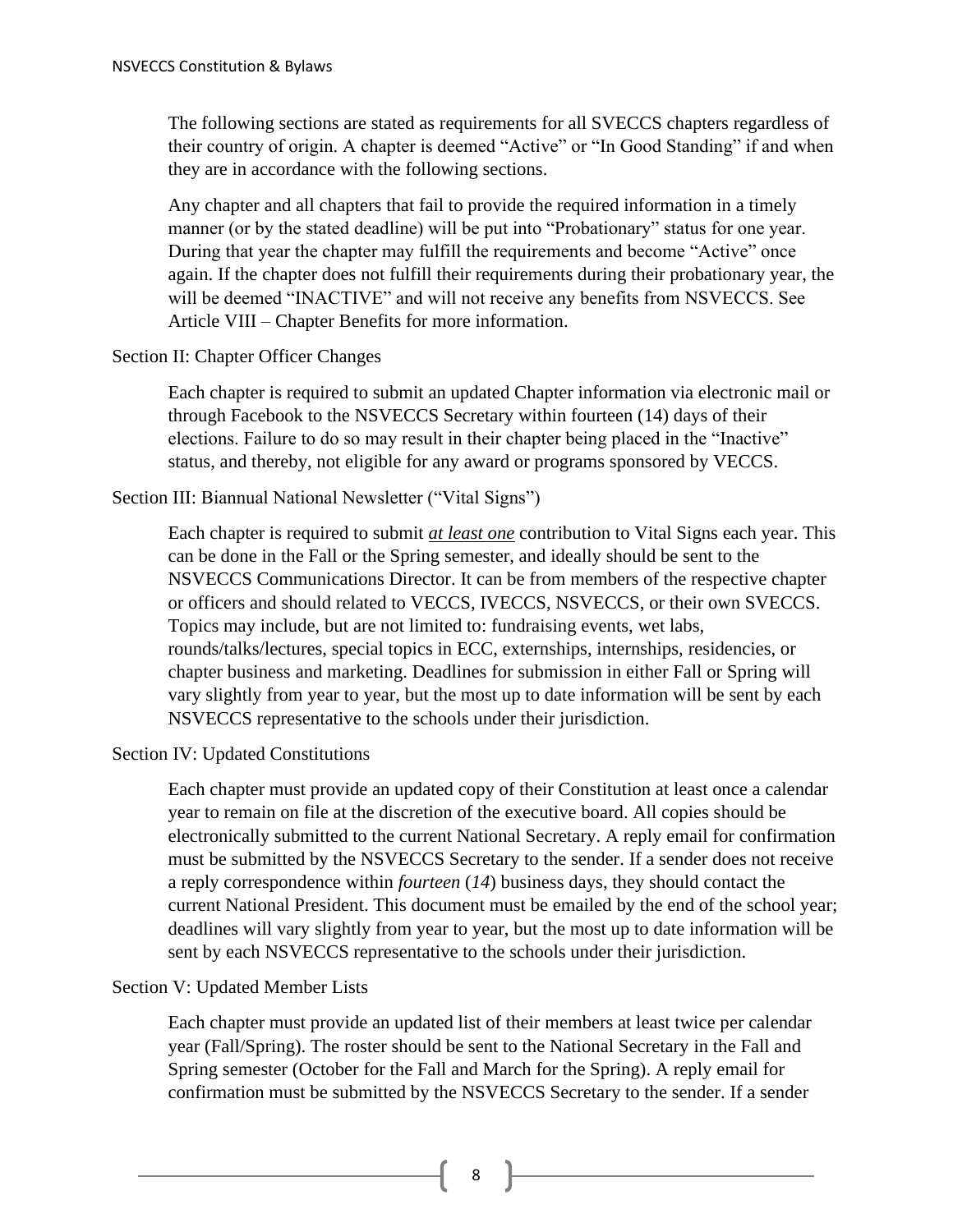The following sections are stated as requirements for all SVECCS chapters regardless of their country of origin. A chapter is deemed "Active" or "In Good Standing" if and when they are in accordance with the following sections.

Any chapter and all chapters that fail to provide the required information in a timely manner (or by the stated deadline) will be put into "Probationary" status for one year. During that year the chapter may fulfill the requirements and become "Active" once again. If the chapter does not fulfill their requirements during their probationary year, the will be deemed "INACTIVE" and will not receive any benefits from NSVECCS. See Article VIII – Chapter Benefits for more information.

Section II: Chapter Officer Changes

Each chapter is required to submit an updated Chapter information via electronic mail or through Facebook to the NSVECCS Secretary within fourteen (14) days of their elections. Failure to do so may result in their chapter being placed in the "Inactive" status, and thereby, not eligible for any award or programs sponsored by VECCS.

Section III: Biannual National Newsletter ("Vital Signs")

Each chapter is required to submit ***at least one*** contribution to Vital Signs each year. This can be done in the Fall or the Spring semester, and ideally should be sent to the NSVECCS Communications Director. It can be from members of the respective chapter or officers and should related to VECCS, IVECCS, NSVECCS, or their own SVECCS. Topics may include, but are not limited to: fundraising events, wet labs, rounds/talks/lectures, special topics in ECC, externships, internships, residencies, or chapter business and marketing. Deadlines for submission in either Fall or Spring will vary slightly from year to year, but the most up to date information will be sent by each NSVECCS representative to the schools under their jurisdiction.

Section IV: Updated Constitutions

Each chapter must provide an updated copy of their Constitution at least once a calendar year to remain on file at the discretion of the executive board. All copies should be electronically submitted to the current National Secretary. A reply email for confirmation must be submitted by the NSVECCS Secretary to the sender. If a sender does not receive a reply correspondence within *fourteen* (*14*) business days, they should contact the current National President. This document must be emailed by the end of the school year; deadlines will vary slightly from year to year, but the most up to date information will be sent by each NSVECCS representative to the schools under their jurisdiction.

Section V: Updated Member Lists

Each chapter must provide an updated list of their members at least twice per calendar year (Fall/Spring). The roster should be sent to the National Secretary in the Fall and Spring semester (October for the Fall and March for the Spring). A reply email for confirmation must be submitted by the NSVECCS Secretary to the sender. If a sender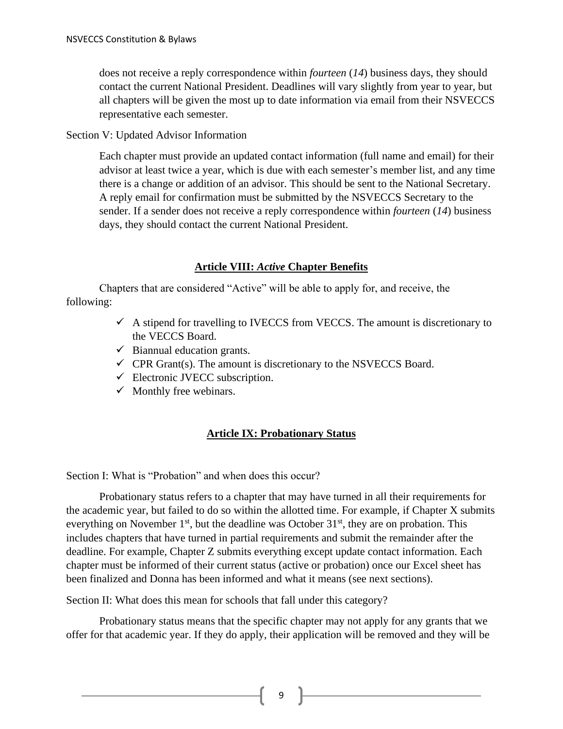does not receive a reply correspondence within *fourteen* (*14*) business days, they should contact the current National President. Deadlines will vary slightly from year to year, but all chapters will be given the most up to date information via email from their NSVECCS representative each semester.

Section V: Updated Advisor Information

Each chapter must provide an updated contact information (full name and email) for their advisor at least twice a year, which is due with each semester's member list, and any time there is a change or addition of an advisor. This should be sent to the National Secretary. A reply email for confirmation must be submitted by the NSVECCS Secretary to the sender. If a sender does not receive a reply correspondence within *fourteen* (*14*) business days, they should contact the current National President.

## Article VIII: *Active* Chapter Benefits

Chapters that are considered "Active" will be able to apply for, and receive, the following:

- ✓ A stipend for travelling to IVECCS from VECCS. The amount is discretionary to the VECCS Board.
- ✓ Biannual education grants.
- ✓ CPR Grant(s). The amount is discretionary to the NSVECCS Board.
- ✓ Electronic JVECC subscription.
- ✓ Monthly free webinars.

## Article IX: Probationary Status

Section I: What is "Probation" and when does this occur?

Probationary status refers to a chapter that may have turned in all their requirements for the academic year, but failed to do so within the allotted time. For example, if Chapter X submits everything on November 1st, but the deadline was October 31st, they are on probation. This includes chapters that have turned in partial requirements and submit the remainder after the deadline. For example, Chapter Z submits everything except update contact information. Each chapter must be informed of their current status (active or probation) once our Excel sheet has been finalized and Donna has been informed and what it means (see next sections).

Section II: What does this mean for schools that fall under this category?

Probationary status means that the specific chapter may not apply for any grants that we offer for that academic year. If they do apply, their application will be removed and they will be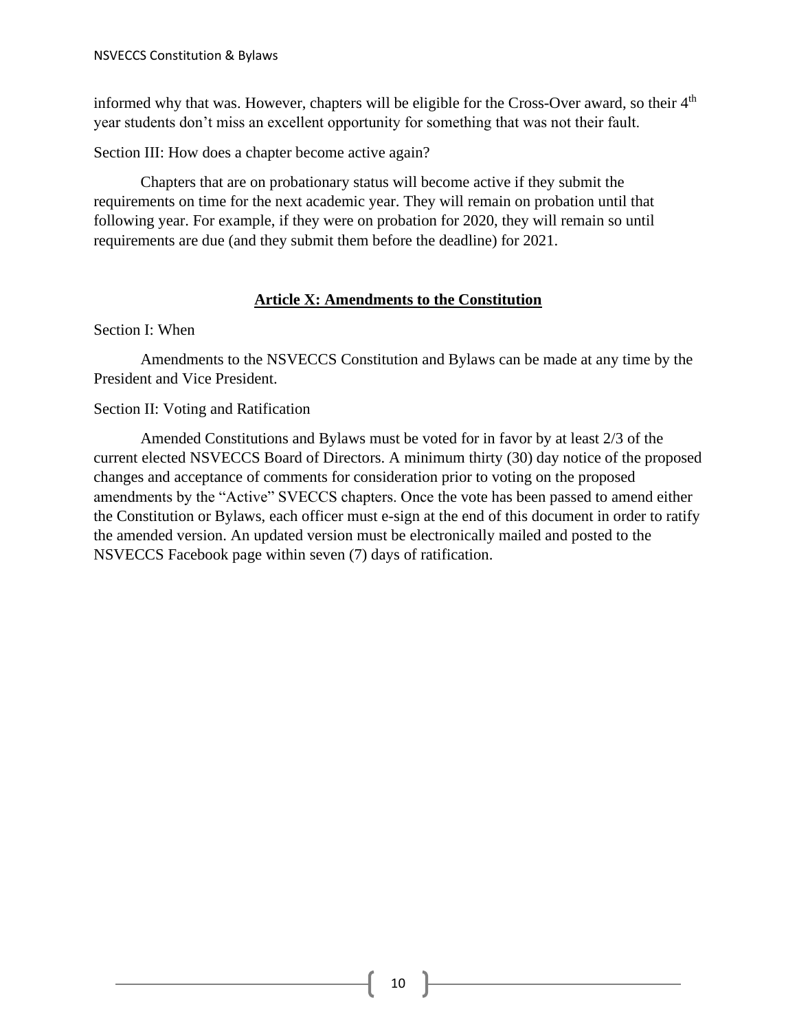informed why that was. However, chapters will be eligible for the Cross-Over award, so their 4th year students don't miss an excellent opportunity for something that was not their fault.

Section III: How does a chapter become active again?

Chapters that are on probationary status will become active if they submit the requirements on time for the next academic year. They will remain on probation until that following year. For example, if they were on probation for 2020, they will remain so until requirements are due (and they submit them before the deadline) for 2021.

## Article X: Amendments to the Constitution

Section I: When

Amendments to the NSVECCS Constitution and Bylaws can be made at any time by the President and Vice President.

Section II: Voting and Ratification

Amended Constitutions and Bylaws must be voted for in favor by at least 2/3 of the current elected NSVECCS Board of Directors. A minimum thirty (30) day notice of the proposed changes and acceptance of comments for consideration prior to voting on the proposed amendments by the "Active" SVECCS chapters. Once the vote has been passed to amend either the Constitution or Bylaws, each officer must e-sign at the end of this document in order to ratify the amended version. An updated version must be electronically mailed and posted to the NSVECCS Facebook page within seven (7) days of ratification.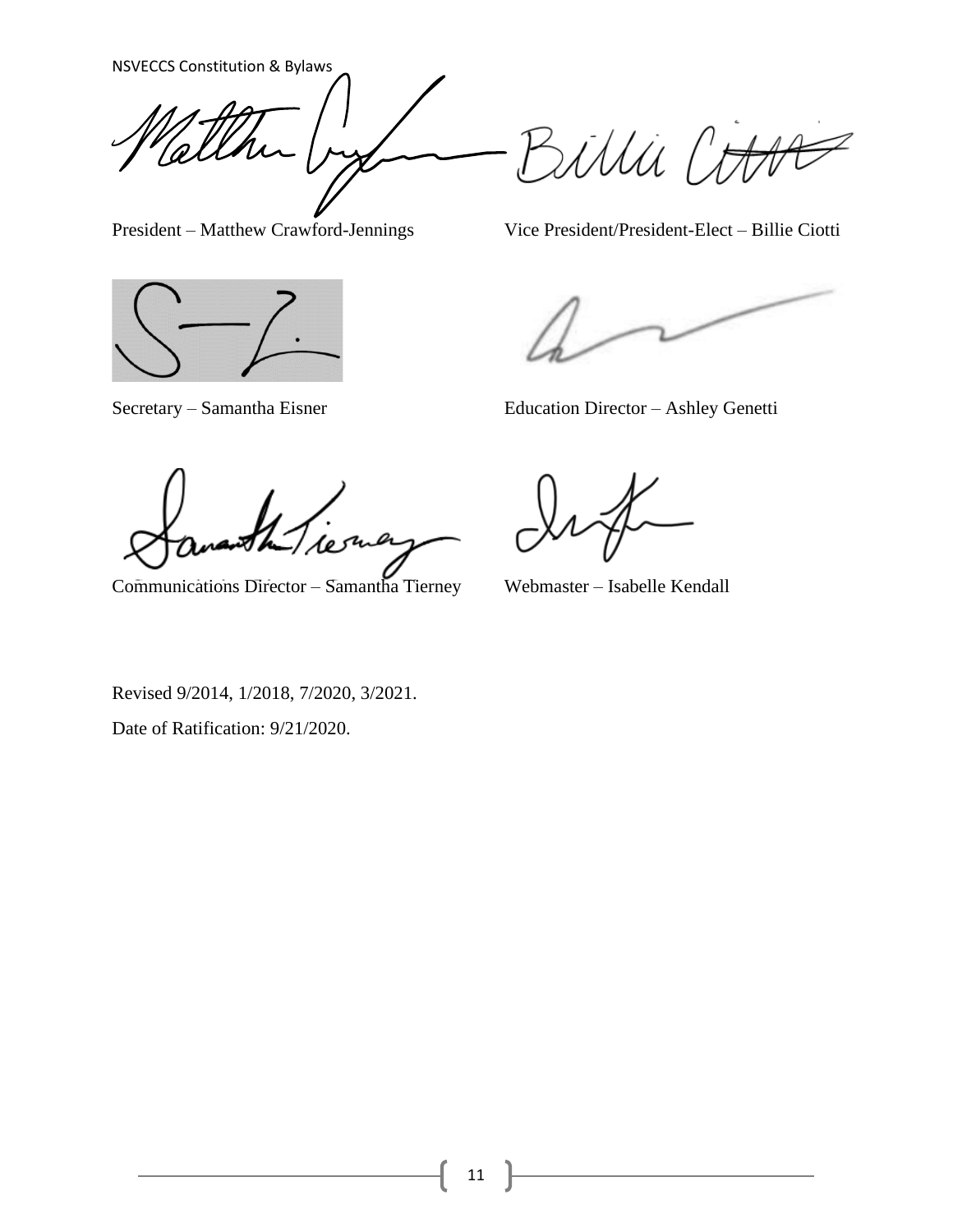President – Matthew Crawford-Jennings

Vice President/President-Elect – Billie Ciotti

Secretary – Samantha Eisner

Education Director – Ashley Genetti

Communications Director – Samantha Tierney

Webmaster – Isabelle Kendall

Revised 9/2014, 1/2018, 7/2020, 3/2021.

Date of Ratification: 9/21/2020.